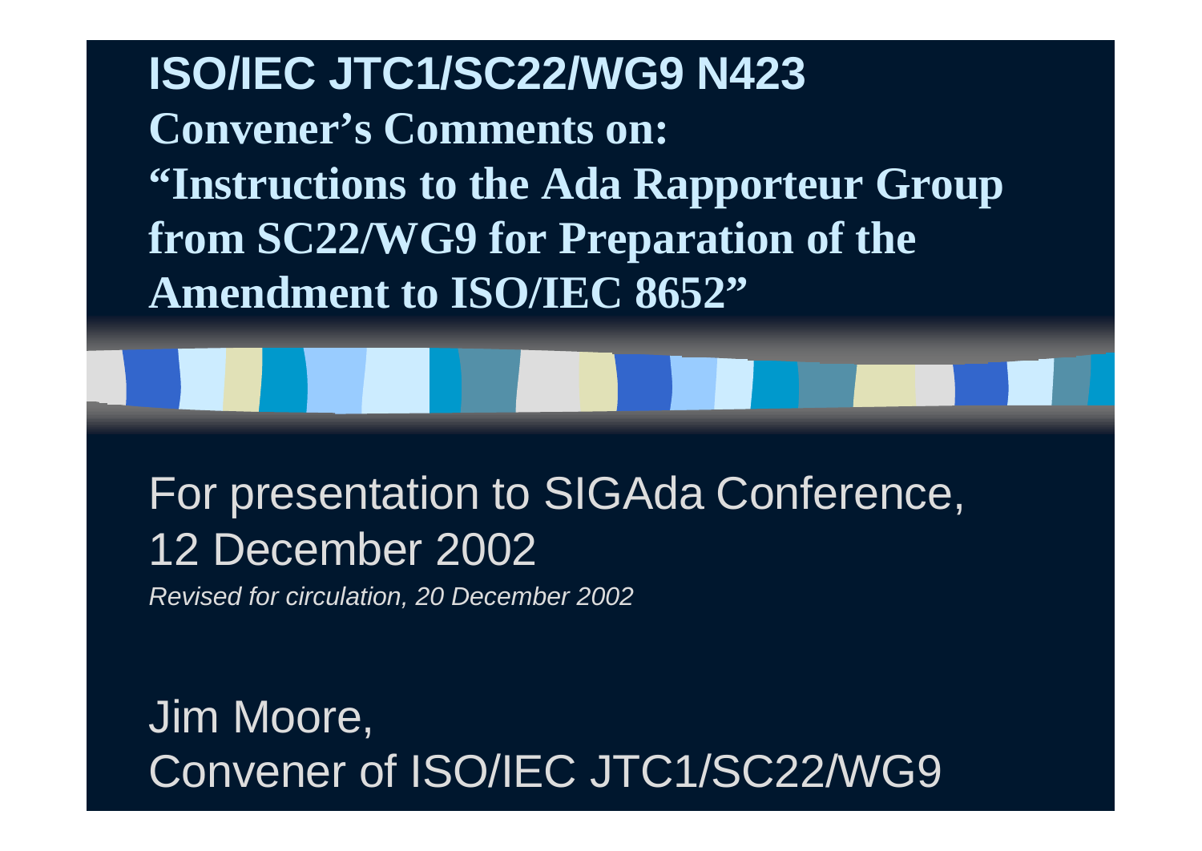# ISO/IEC JTC1/SC22/WG9 N423

## Convener's Comments on: "Instructions to the Ada Rapporteur Group from SC22/WG9 for Preparation of the Amendment to ISO/IEC 8652"

For presentation to SIGAda Conference, 12 December 2002

*Revised for circulation, 20 December 2002*

Jim Moore,
Convener of ISO/IEC JTC1/SC22/WG9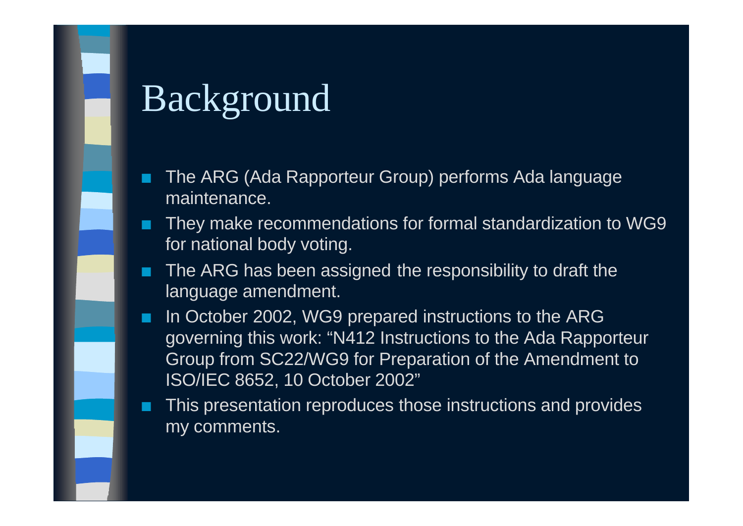# Background

- The ARG (Ada Rapporteur Group) performs Ada language maintenance.
- They make recommendations for formal standardization to WG9 for national body voting.
- The ARG has been assigned the responsibility to draft the language amendment.
- In October 2002, WG9 prepared instructions to the ARG governing this work: “N412 Instructions to the Ada Rapporteur Group from SC22/WG9 for Preparation of the Amendment to ISO/IEC 8652, 10 October 2002”
- This presentation reproduces those instructions and provides my comments.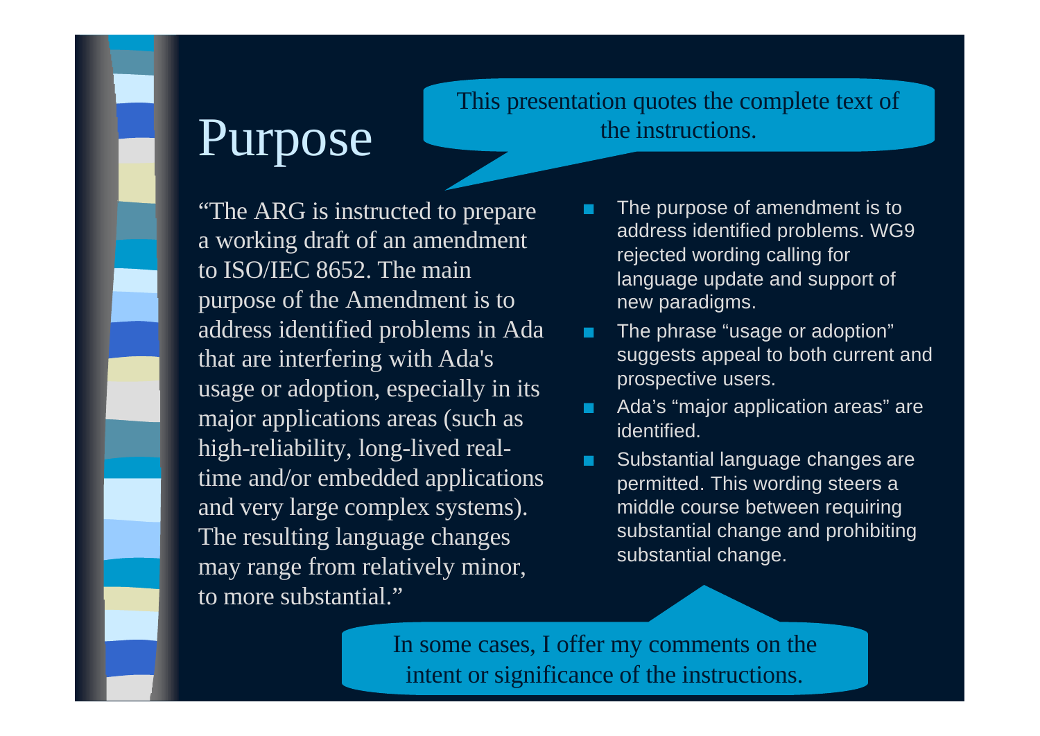# Purpose

This presentation quotes the complete text of the instructions.

"The ARG is instructed to prepare a working draft of an amendment to ISO/IEC 8652. The main purpose of the Amendment is to address identified problems in Ada that are interfering with Ada's usage or adoption, especially in its major applications areas (such as high-reliability, long-lived real-time and/or embedded applications and very large complex systems). The resulting language changes may range from relatively minor, to more substantial."

- The purpose of amendment is to address identified problems. WG9 rejected wording calling for language update and support of new paradigms.
- The phrase "usage or adoption" suggests appeal to both current and prospective users.
- Ada's "major application areas" are identified.
- Substantial language changes are permitted. This wording steers a middle course between requiring substantial change and prohibiting substantial change.

In some cases, I offer my comments on the intent or significance of the instructions.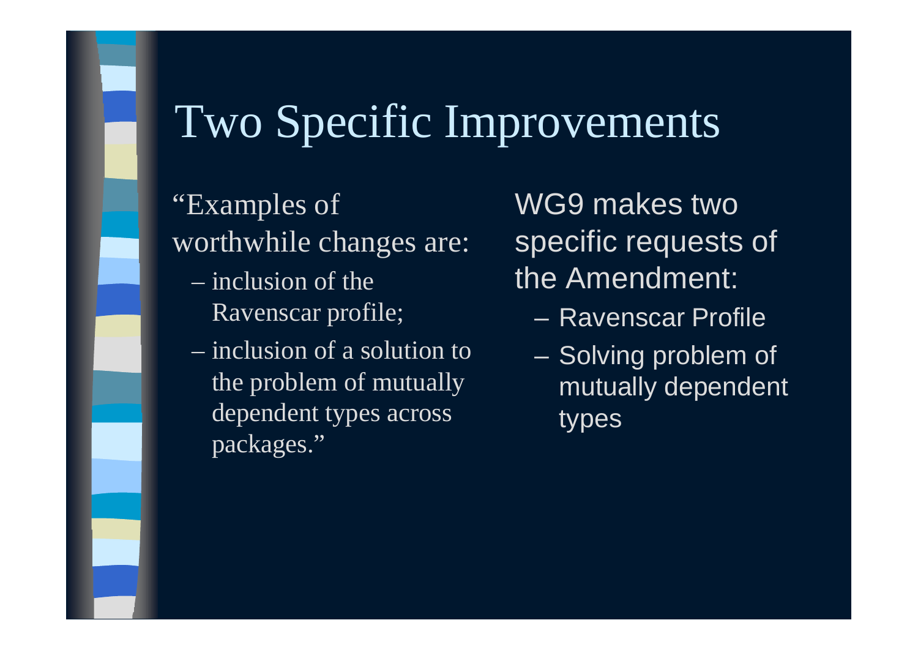# Two Specific Improvements

"Examples of worthwhile changes are:

- inclusion of the Ravenscar profile;
- inclusion of a solution to the problem of mutually dependent types across packages."

WG9 makes two specific requests of the Amendment:

- Ravenscar Profile
- Solving problem of mutually dependent types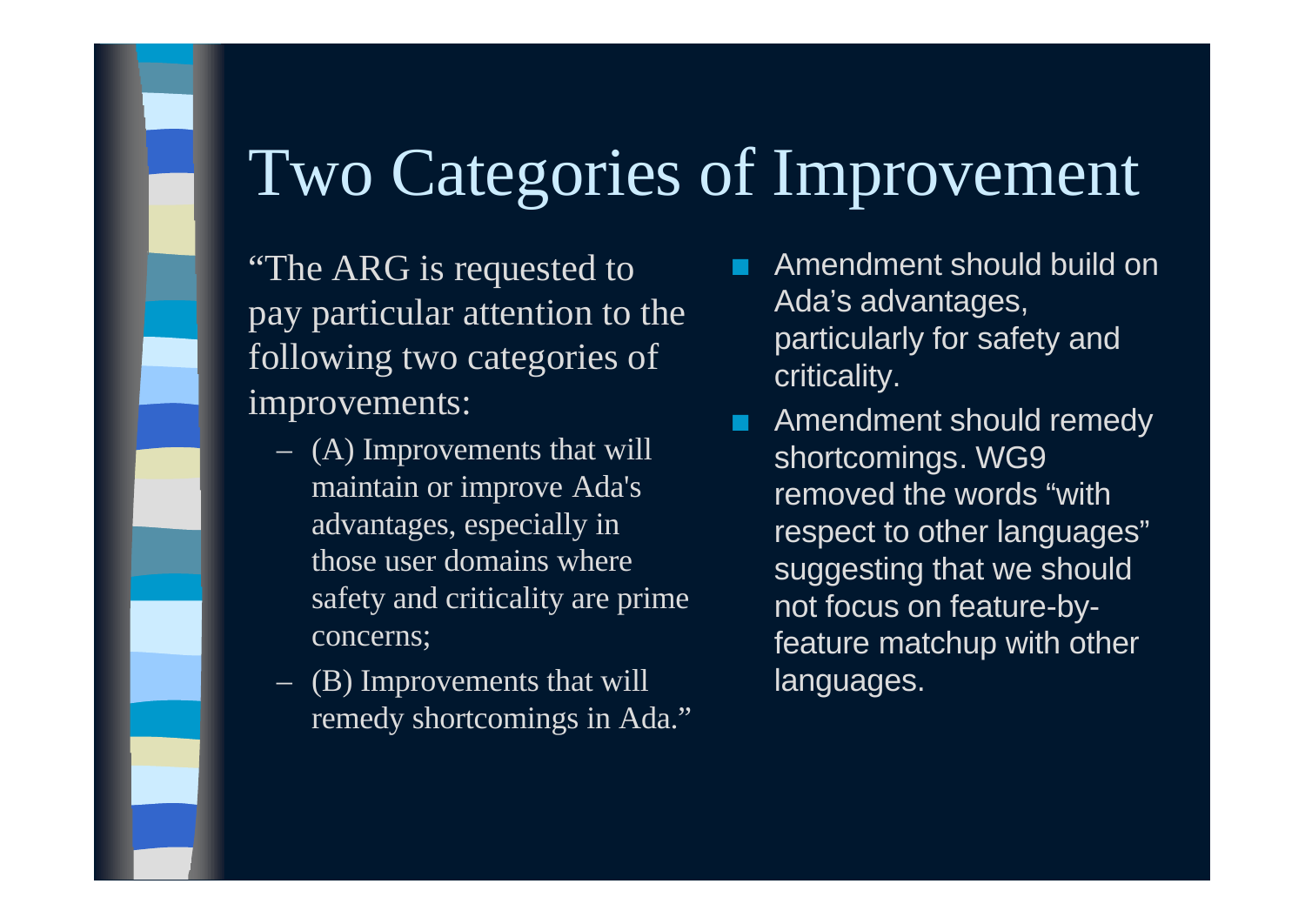# Two Categories of Improvement

"The ARG is requested to pay particular attention to the following two categories of improvements:

- (A) Improvements that will maintain or improve Ada's advantages, especially in those user domains where safety and criticality are prime concerns;
- (B) Improvements that will remedy shortcomings in Ada."

- Amendment should build on Ada's advantages, particularly for safety and criticality.
- Amendment should remedy shortcomings. WG9 removed the words "with respect to other languages" suggesting that we should not focus on feature-by-feature matchup with other languages.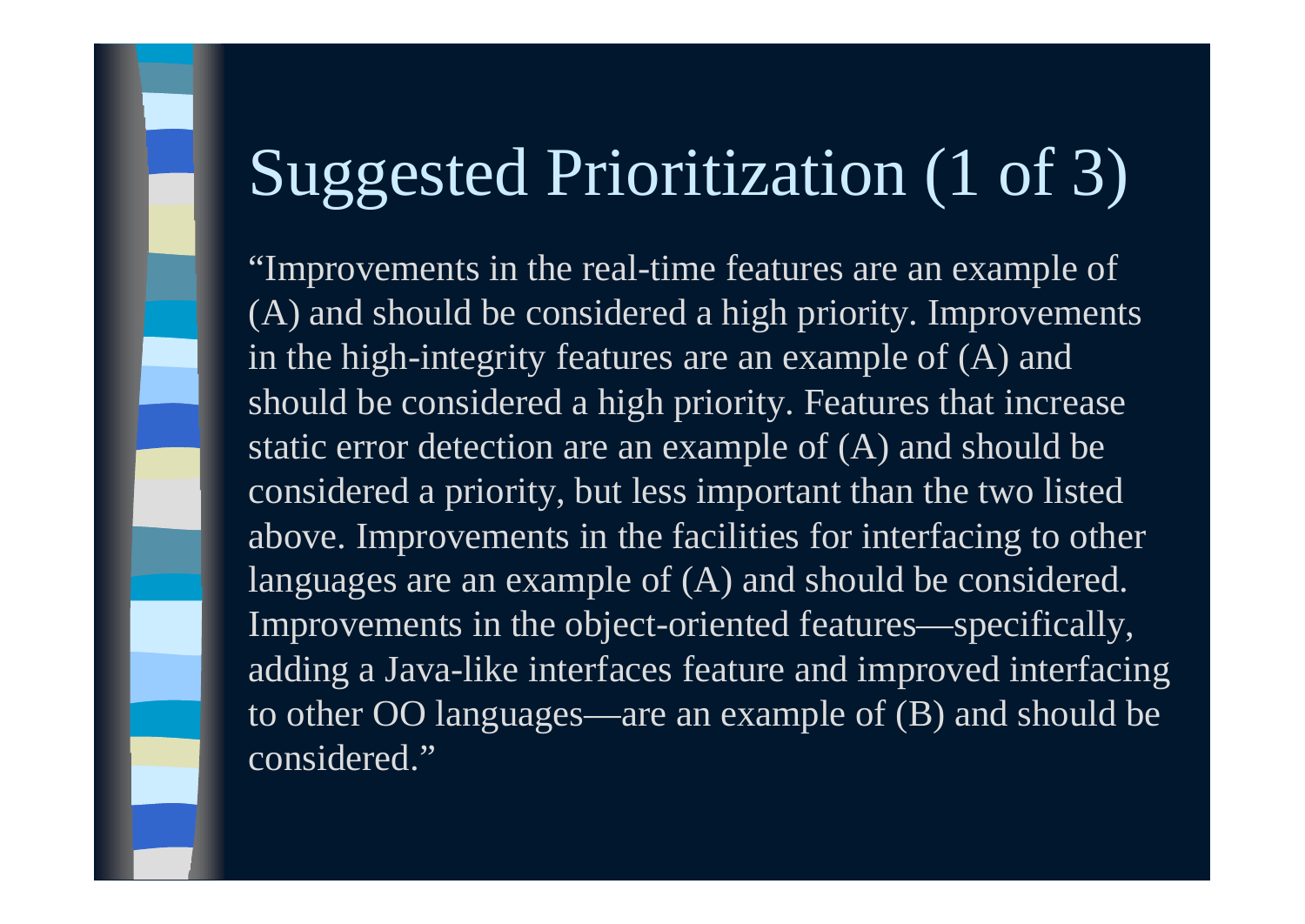# Suggested Prioritization (1 of 3)

"Improvements in the real-time features are an example of (A) and should be considered a high priority. Improvements in the high-integrity features are an example of (A) and should be considered a high priority. Features that increase static error detection are an example of (A) and should be considered a priority, but less important than the two listed above. Improvements in the facilities for interfacing to other languages are an example of (A) and should be considered. Improvements in the object-oriented features—specifically, adding a Java-like interfaces feature and improved interfacing to other OO languages—are an example of (B) and should be considered."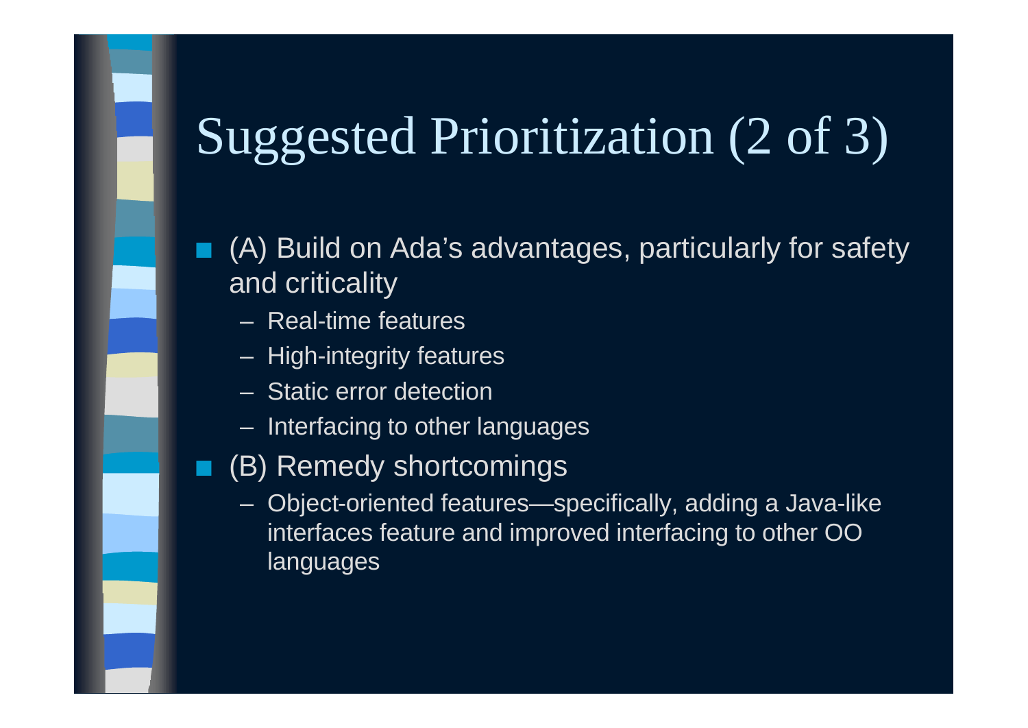# Suggested Prioritization (2 of 3)

- (A) Build on Ada’s advantages, particularly for safety and criticality
  - Real-time features
  - High-integrity features
  - Static error detection
  - Interfacing to other languages
- (B) Remedy shortcomings
  - Object-oriented features—specifically, adding a Java-like interfaces feature and improved interfacing to other OO languages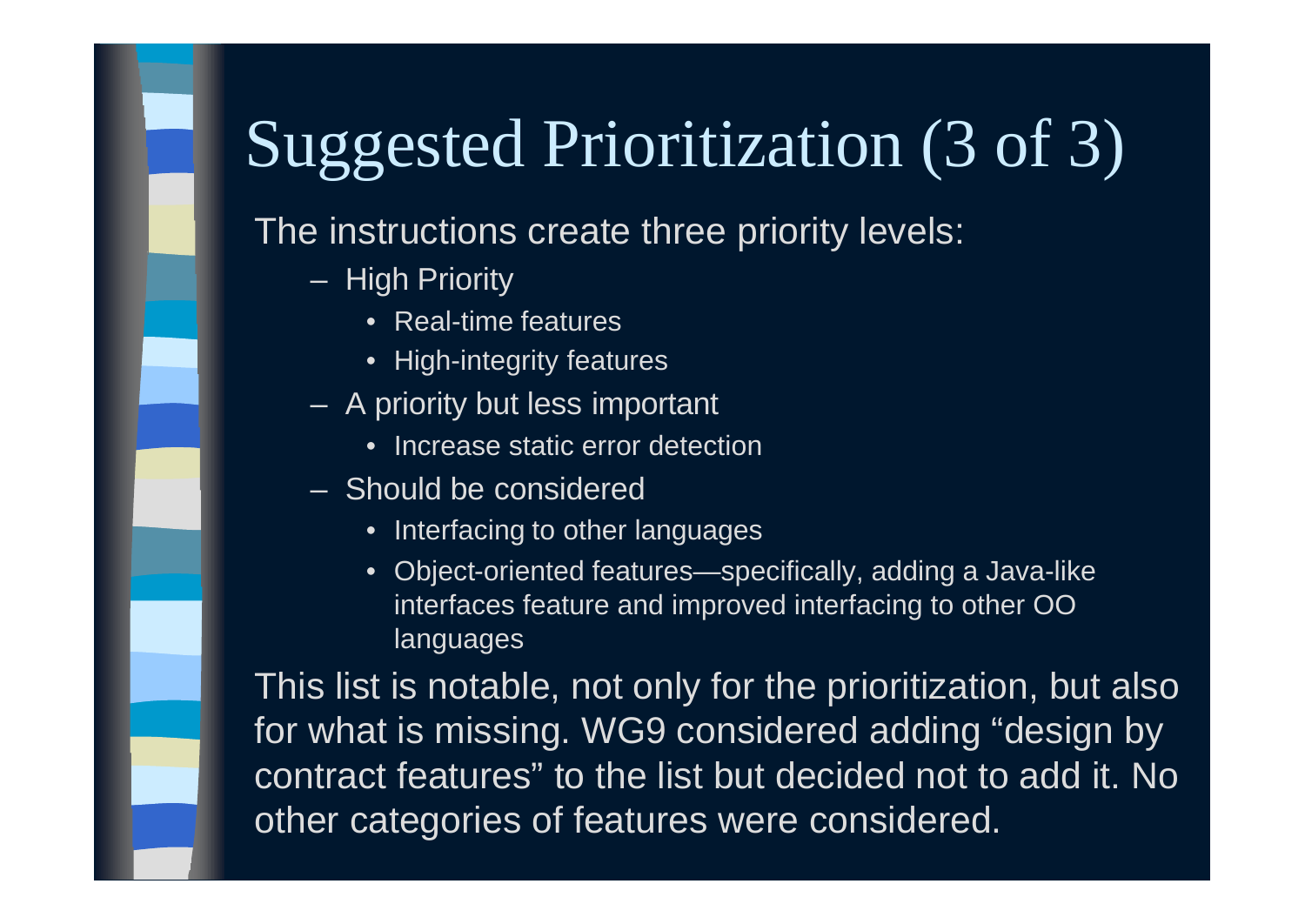# Suggested Prioritization (3 of 3)

The instructions create three priority levels:

- High Priority
  - Real-time features
  - High-integrity features
- A priority but less important
  - Increase static error detection
- Should be considered
  - Interfacing to other languages
  - Object-oriented features—specifically, adding a Java-like interfaces feature and improved interfacing to other OO languages

This list is notable, not only for the prioritization, but also for what is missing. WG9 considered adding "design by contract features" to the list but decided not to add it. No other categories of features were considered.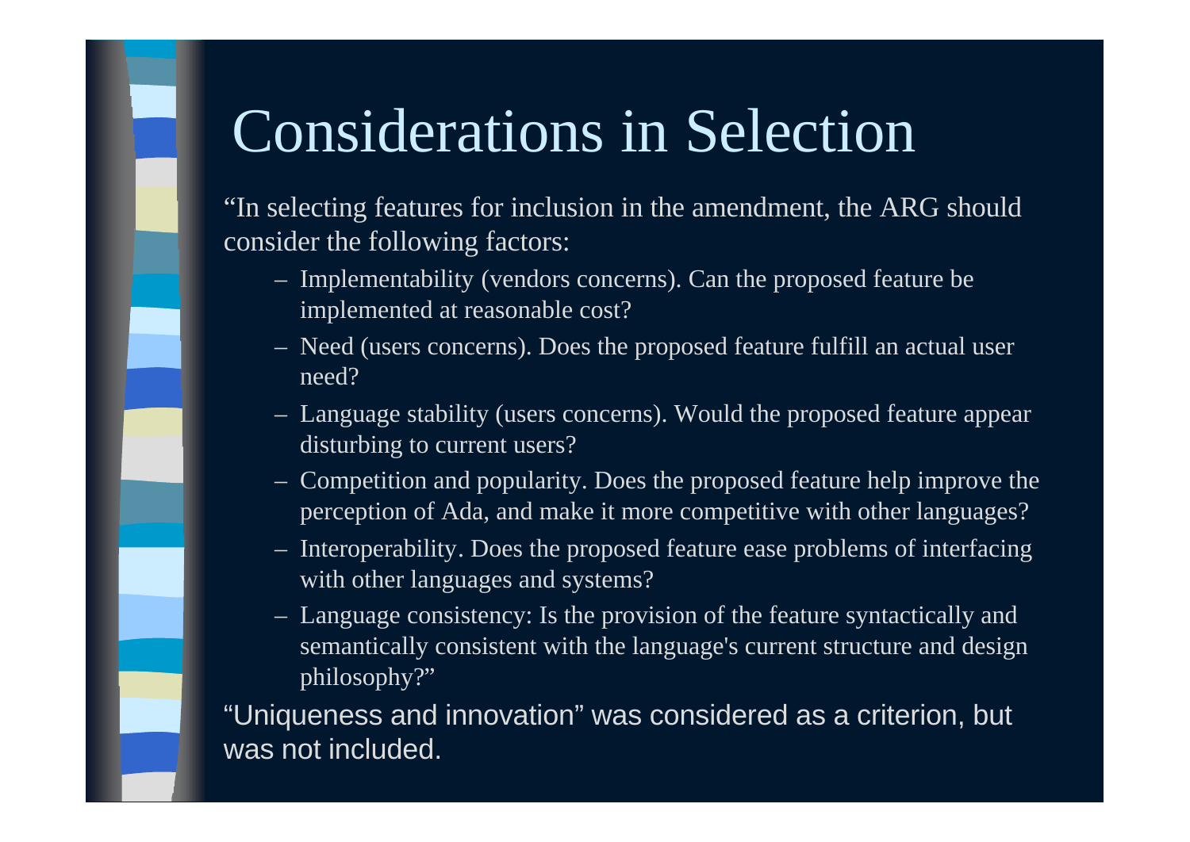# Considerations in Selection

"In selecting features for inclusion in the amendment, the ARG should consider the following factors:

- Implementability (vendors concerns). Can the proposed feature be implemented at reasonable cost?
- Need (users concerns). Does the proposed feature fulfill an actual user need?
- Language stability (users concerns). Would the proposed feature appear disturbing to current users?
- Competition and popularity. Does the proposed feature help improve the perception of Ada, and make it more competitive with other languages?
- Interoperability. Does the proposed feature ease problems of interfacing with other languages and systems?
- Language consistency: Is the provision of the feature syntactically and semantically consistent with the language's current structure and design philosophy?"

"Uniqueness and innovation" was considered as a criterion, but was not included.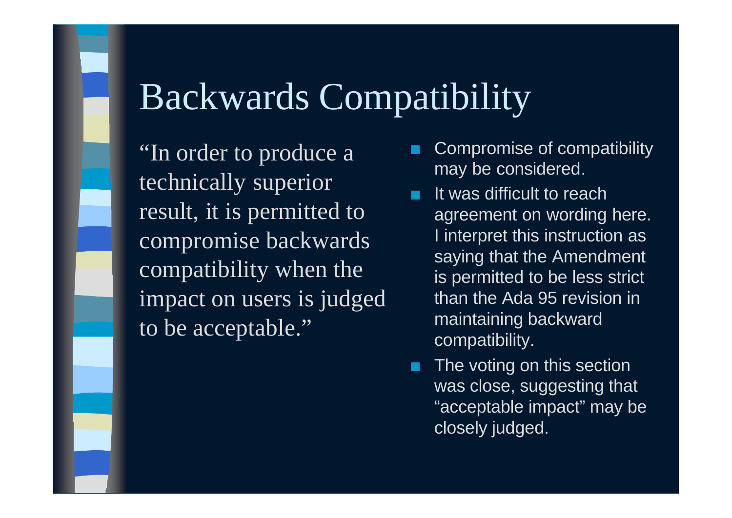# Backwards Compatibility

"In order to produce a technically superior result, it is permitted to compromise backwards compatibility when the impact on users is judged to be acceptable."

- Compromise of compatibility may be considered.
- It was difficult to reach agreement on wording here. I interpret this instruction as saying that the Amendment is permitted to be less strict than the Ada 95 revision in maintaining backward compatibility.
- The voting on this section was close, suggesting that "acceptable impact" may be closely judged.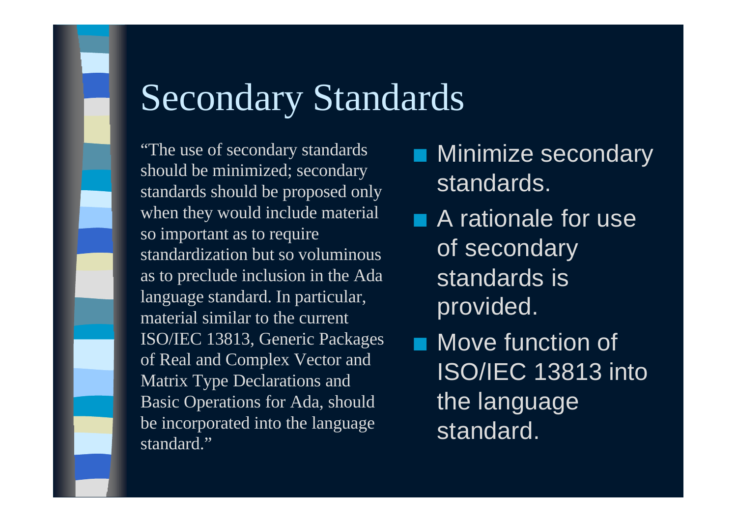# Secondary Standards

"The use of secondary standards should be minimized; secondary standards should be proposed only when they would include material so important as to require standardization but so voluminous as to preclude inclusion in the Ada language standard. In particular, material similar to the current ISO/IEC 13813, Generic Packages of Real and Complex Vector and Matrix Type Declarations and Basic Operations for Ada, should be incorporated into the language standard."

- Minimize secondary standards.
- A rationale for use of secondary standards is provided.
- Move function of ISO/IEC 13813 into the language standard.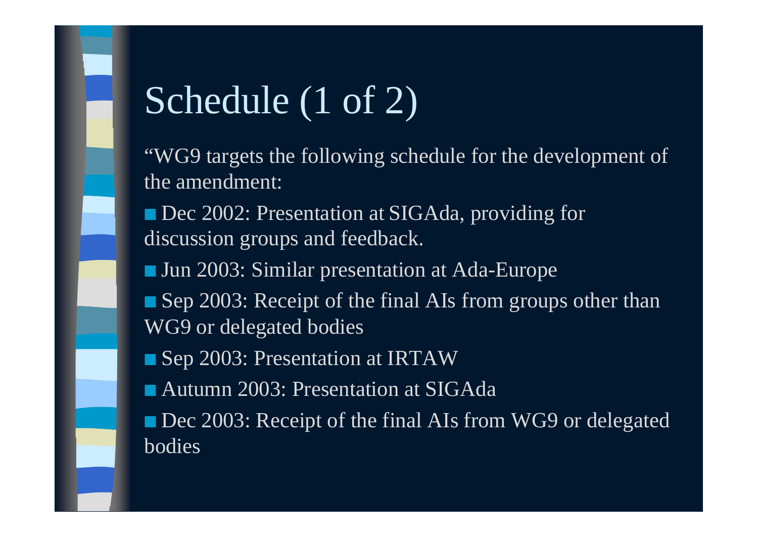# Schedule (1 of 2)

"WG9 targets the following schedule for the development of the amendment:

- Dec 2002: Presentation at SIGAda, providing for discussion groups and feedback.
- Jun 2003: Similar presentation at Ada-Europe
- Sep 2003: Receipt of the final AIs from groups other than WG9 or delegated bodies
- Sep 2003: Presentation at IRTAW
- Autumn 2003: Presentation at SIGAda
- Dec 2003: Receipt of the final AIs from WG9 or delegated bodies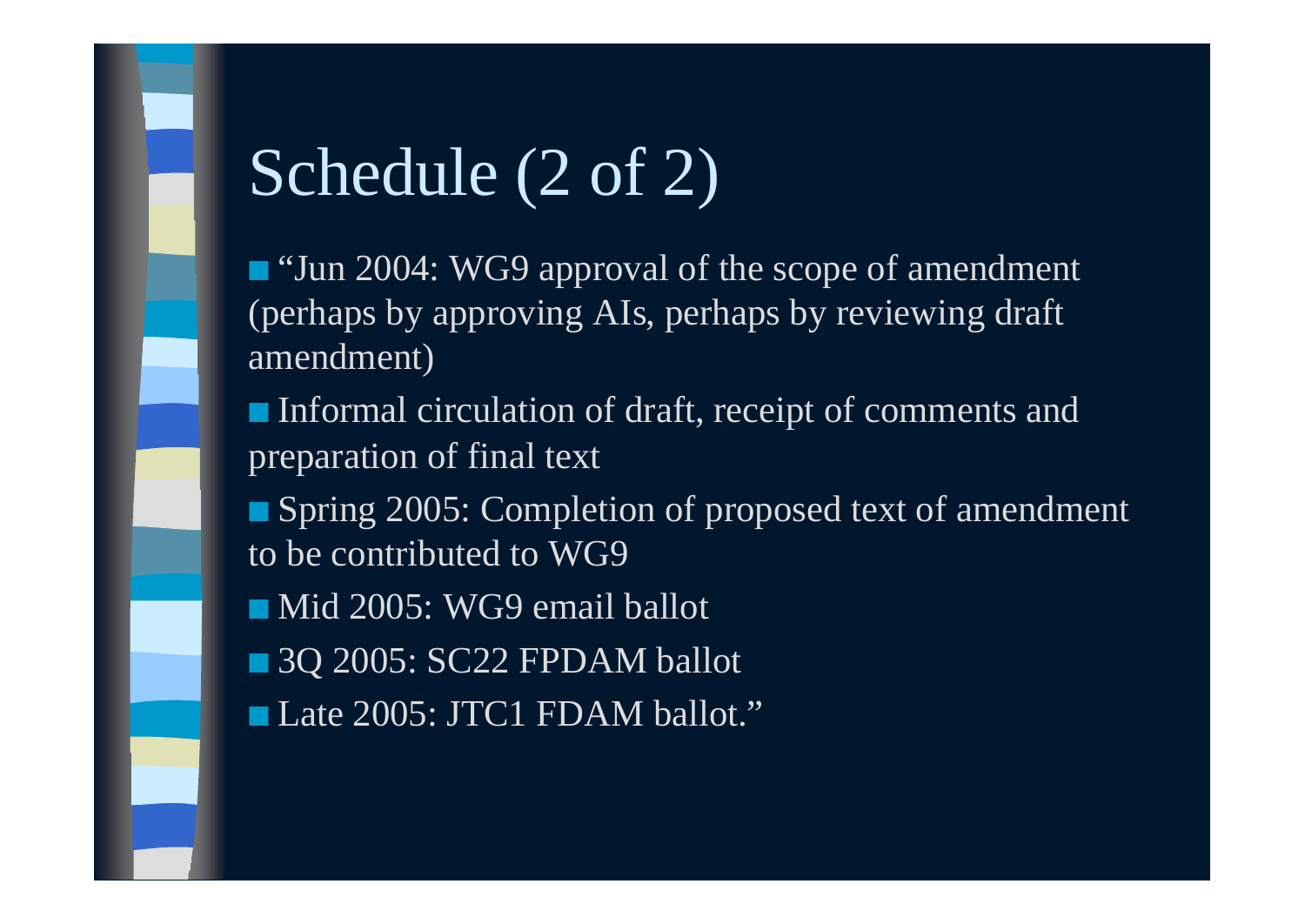# Schedule (2 of 2)

- “Jun 2004: WG9 approval of the scope of amendment (perhaps by approving AIs, perhaps by reviewing draft amendment)
- Informal circulation of draft, receipt of comments and preparation of final text
- Spring 2005: Completion of proposed text of amendment to be contributed to WG9
- Mid 2005: WG9 email ballot
- 3Q 2005: SC22 FPDAM ballot
- Late 2005: JTC1 FDAM ballot.”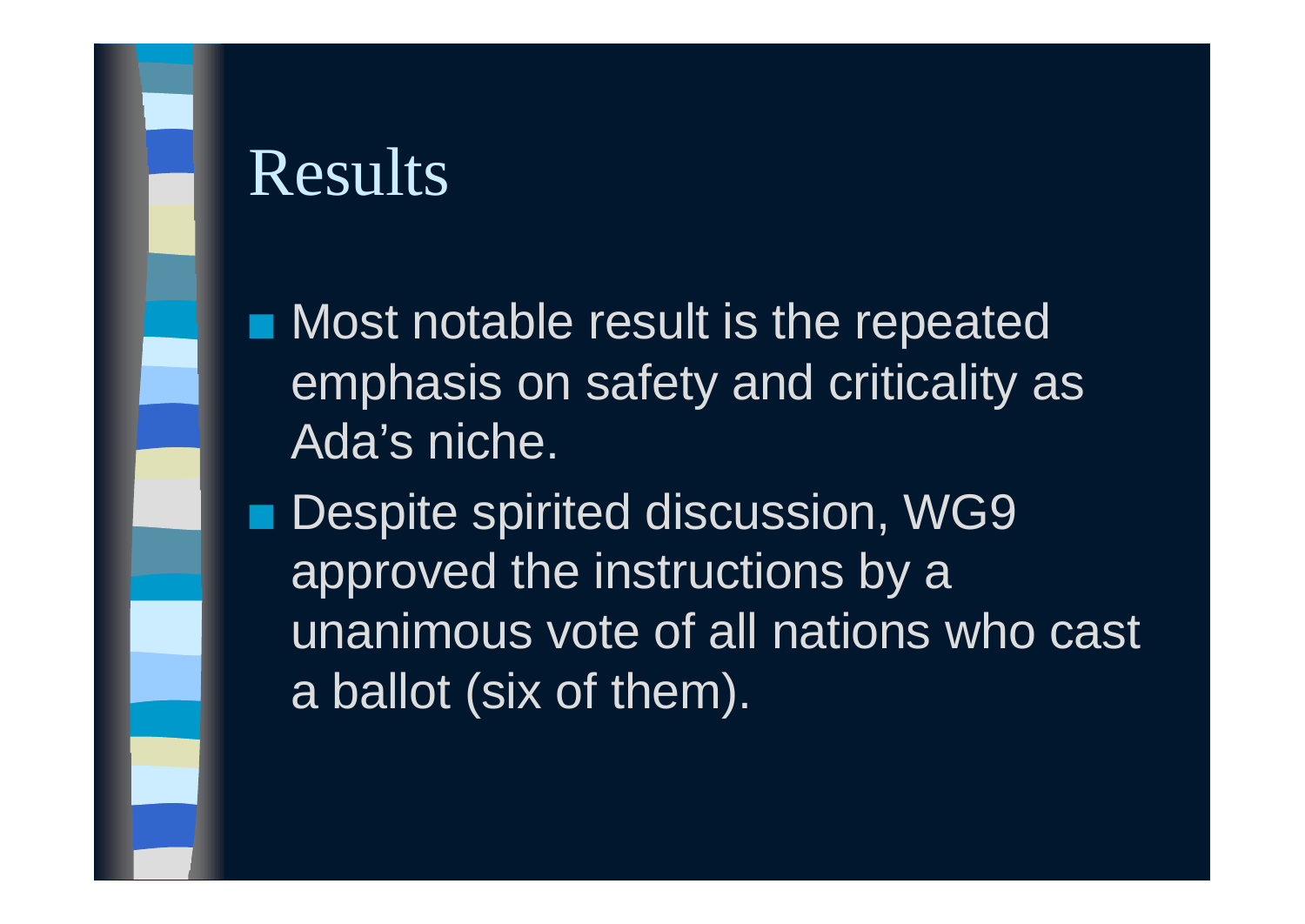# Results

- Most notable result is the repeated emphasis on safety and criticality as Ada's niche.
- Despite spirited discussion, WG9 approved the instructions by a unanimous vote of all nations who cast a ballot (six of them).